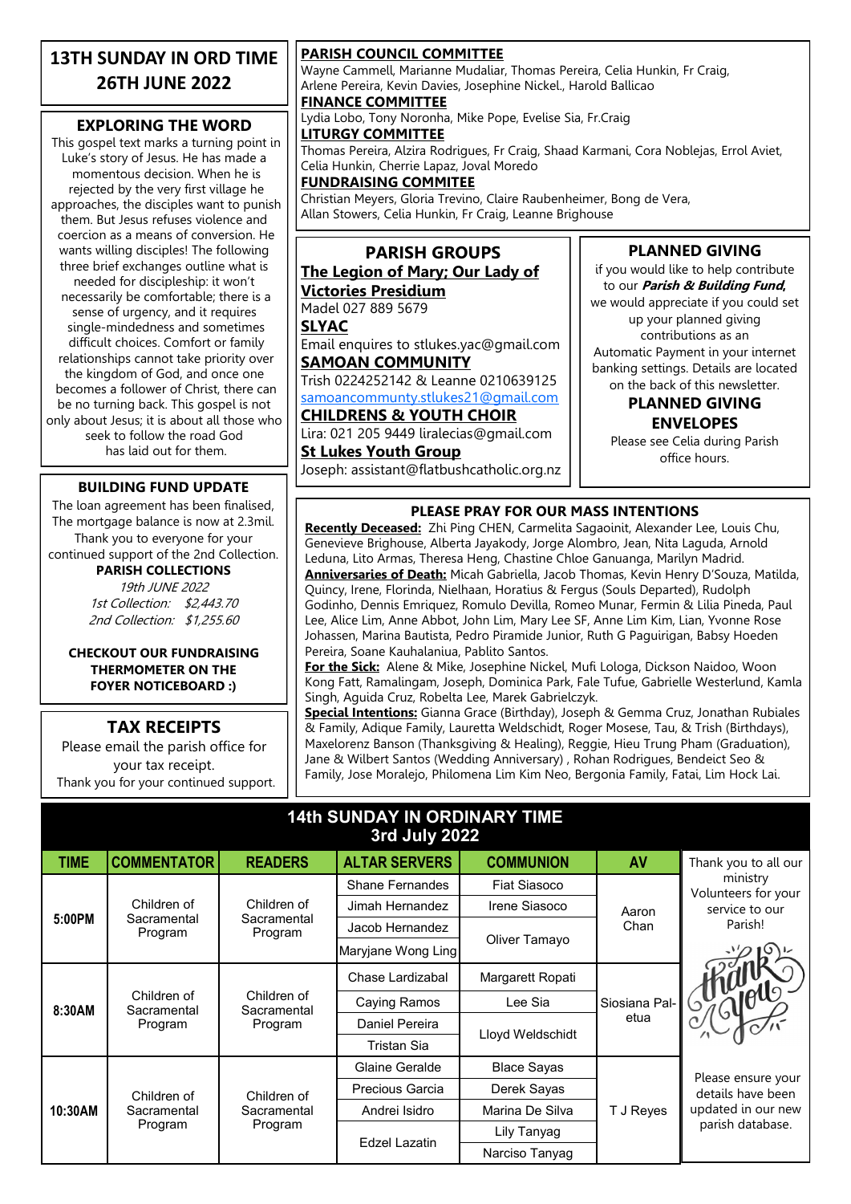# 13TH SUNDAY IN ORD TIME
# 26TH JUNE 2022

## EXPLORING THE WORD

This gospel text marks a turning point in Luke's story of Jesus. He has made a momentous decision. When he is rejected by the very first village he approaches, the disciples want to punish them. But Jesus refuses violence and coercion as a means of conversion. He wants willing disciples! The following three brief exchanges outline what is needed for discipleship: it won't necessarily be comfortable; there is a sense of urgency, and it requires single-mindedness and sometimes difficult choices. Comfort or family relationships cannot take priority over the kingdom of God, and once one becomes a follower of Christ, there can be no turning back. This gospel is not only about Jesus; it is about all those who seek to follow the road God has laid out for them.

## BUILDING FUND UPDATE

The loan agreement has been finalised, The mortgage balance is now at 2.3mil. Thank you to everyone for your continued support of the 2nd Collection.

**PARISH COLLECTIONS**

*19th JUNE 2022*
*1st Collection: $2,443.70*
*2nd Collection: $1,255.60*

**CHECKOUT OUR FUNDRAISING THERMOMETER ON THE FOYER NOTICEBOARD :)**

## TAX RECEIPTS

Please email the parish office for your tax receipt.
Thank you for your continued support.

**PARISH COUNCIL COMMITTEE**
Wayne Cammell, Marianne Mudaliar, Thomas Pereira, Celia Hunkin, Fr Craig, Arlene Pereira, Kevin Davies, Josephine Nickel., Harold Ballicao

**FINANCE COMMITTEE**
Lydia Lobo, Tony Noronha, Mike Pope, Evelise Sia, Fr.Craig

**LITURGY COMMITTEE**
Thomas Pereira, Alzira Rodrigues, Fr Craig, Shaad Karmani, Cora Noblejas, Errol Aviet, Celia Hunkin, Cherrie Lapaz, Joval Moredo

**FUNDRAISING COMMITEE**
Christian Meyers, Gloria Trevino, Claire Raubenheimer, Bong de Vera, Allan Stowers, Celia Hunkin, Fr Craig, Leanne Brighouse

## PARISH GROUPS

**The Legion of Mary; Our Lady of Victories Presidium**
Madel 027 889 5679

**SLYAC**
Email enquires to stlukes.yac@gmail.com

**SAMOAN COMMUNITY**
Trish 0224252142 & Leanne 0210639125
samoancommunty.stlukes21@gmail.com

**CHILDRENS & YOUTH CHOIR**
Lira: 021 205 9449 liralecias@gmail.com

**St Lukes Youth Group**
Joseph: assistant@flatbushcatholic.org.nz

## PLANNED GIVING

if you would like to help contribute to our ***Parish & Building Fund***, we would appreciate if you could set up your planned giving contributions as an Automatic Payment in your internet banking settings. Details are located on the back of this newsletter.

## PLANNED GIVING ENVELOPES

Please see Celia during Parish office hours.

## PLEASE PRAY FOR OUR MASS INTENTIONS

**Recently Deceased:** Zhi Ping CHEN, Carmelita Sagaoinit, Alexander Lee, Louis Chu, Genevieve Brighouse, Alberta Jayakody, Jorge Alombro, Jean, Nita Laguda, Arnold Leduna, Lito Armas, Theresa Heng, Chastine Chloe Ganuanga, Marilyn Madrid.

**Anniversaries of Death:** Micah Gabriella, Jacob Thomas, Kevin Henry D'Souza, Matilda, Quincy, Irene, Florinda, Nielhaan, Horatius & Fergus (Souls Departed), Rudolph Godinho, Dennis Emriquez, Romulo Devilla, Romeo Munar, Fermin & Lilia Pineda, Paul Lee, Alice Lim, Anne Abbot, John Lim, Mary Lee SF, Anne Lim Kim, Lian, Yvonne Rose Johassen, Marina Bautista, Pedro Piramide Junior, Ruth G Paguirigan, Babsy Hoeden Pereira, Soane Kauhalaniua, Pablito Santos.

**For the Sick:** Alene & Mike, Josephine Nickel, Mufi Lologa, Dickson Naidoo, Woon Kong Fatt, Ramalingam, Joseph, Dominica Park, Fale Tufue, Gabrielle Westerlund, Kamla Singh, Aguida Cruz, Robelta Lee, Marek Gabrielczyk.

**Special Intentions:** Gianna Grace (Birthday), Joseph & Gemma Cruz, Jonathan Rubiales & Family, Adique Family, Lauretta Weldschidt, Roger Mosese, Tau, & Trish (Birthdays), Maxelorenz Banson (Thanksgiving & Healing), Reggie, Hieu Trung Pham (Graduation), Jane & Wilbert Santos (Wedding Anniversary) , Rohan Rodrigues, Bendeict Seo & Family, Jose Moralejo, Philomena Lim Kim Neo, Bergonia Family, Fatai, Lim Hock Lai.

## 14th SUNDAY IN ORDINARY TIME
## 3rd July 2022

| TIME | COMMENTATOR | READERS | ALTAR SERVERS | COMMUNION | AV |
|---|---|---|---|---|---|
| 5:00PM | Children of Sacramental Program | Children of Sacramental Program | Shane Fernandes | Fiat Siasoco | Aaron Chan |
| | | | Jimah Hernandez | Irene Siasoco | |
| | | | Jacob Hernandez | Oliver Tamayo | |
| | | | Maryjane Wong Ling | | |
| 8:30AM | Children of Sacramental Program | Children of Sacramental Program | Chase Lardizabal | Margarett Ropati | Siosiana Pal-etua |
| | | | Caying Ramos | Lee Sia | |
| | | | Daniel Pereira | Lloyd Weldschidt | |
| | | | Tristan Sia | | |
| 10:30AM | Children of Sacramental Program | Children of Sacramental Program | Glaine Geralde | Blace Sayas | T J Reyes |
| | | | Precious Garcia | Derek Sayas | |
| | | | Andrei Isidro | Marina De Silva | |
| | | | Edzel Lazatin | Lily Tanyag | |
| | | | | Narciso Tanyag | |

Thank you to all our ministry Volunteers for your service to our Parish!

Please ensure your details have been updated in our new parish database.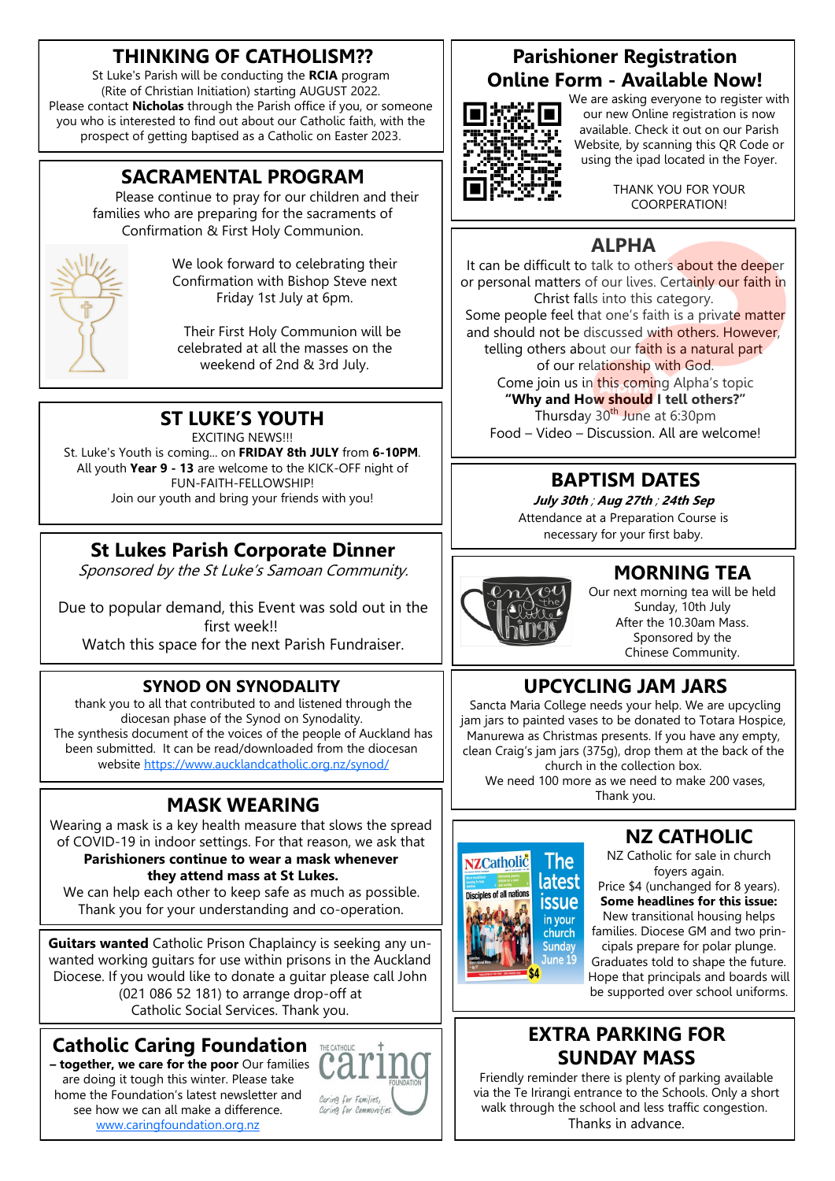## THINKING OF CATHOLISM??

St Luke's Parish will be conducting the **RCIA** program (Rite of Christian Initiation) starting AUGUST 2022.
Please contact **Nicholas** through the Parish office if you, or someone you who is interested to find out about our Catholic faith, with the prospect of getting baptised as a Catholic on Easter 2023.

## SACRAMENTAL PROGRAM

Please continue to pray for our children and their families who are preparing for the sacraments of Confirmation & First Holy Communion.

We look forward to celebrating their Confirmation with Bishop Steve next Friday 1st July at 6pm.

Their First Holy Communion will be celebrated at all the masses on the weekend of 2nd & 3rd July.

## ST LUKE'S YOUTH

EXCITING NEWS!!!
St. Luke's Youth is coming... on **FRIDAY 8th JULY** from **6-10PM**.
All youth **Year 9 - 13** are welcome to the KICK-OFF night of FUN-FAITH-FELLOWSHIP!
Join our youth and bring your friends with you!

## St Lukes Parish Corporate Dinner

*Sponsored by the St Luke's Samoan Community.*

Due to popular demand, this Event was sold out in the first week!!
Watch this space for the next Parish Fundraiser.

## SYNOD ON SYNODALITY

thank you to all that contributed to and listened through the diocesan phase of the Synod on Synodality.
The synthesis document of the voices of the people of Auckland has been submitted. It can be read/downloaded from the diocesan website https://www.aucklandcatholic.org.nz/synod/

## MASK WEARING

Wearing a mask is a key health measure that slows the spread of COVID-19 in indoor settings. For that reason, we ask that **Parishioners continue to wear a mask whenever they attend mass at St Lukes.**
We can help each other to keep safe as much as possible.
Thank you for your understanding and co-operation.

**Guitars wanted** Catholic Prison Chaplaincy is seeking any unwanted working guitars for use within prisons in the Auckland Diocese. If you would like to donate a guitar please call John (021 086 52 181) to arrange drop-off at Catholic Social Services. Thank you.

## Catholic Caring Foundation

**– together, we care for the poor** Our families are doing it tough this winter. Please take home the Foundation's latest newsletter and see how we can all make a difference.
www.caringfoundation.org.nz

## Parishioner Registration Online Form - Available Now!

We are asking everyone to register with our new Online registration is now available. Check it out on our Parish Website, by scanning this QR Code or using the ipad located in the Foyer.

THANK YOU FOR YOUR COORPERATION!

## ALPHA

It can be difficult to talk to others about the deeper or personal matters of our lives. Certainly our faith in Christ falls into this category.
Some people feel that one's faith is a private matter and should not be discussed with others. However, telling others about our faith is a natural part of our relationship with God.
Come join us in this coming Alpha's topic
**"Why and How should I tell others?"**
Thursday 30th June at 6:30pm
Food – Video – Discussion. All are welcome!

## BAPTISM DATES

***July 30th ; Aug 27th ; 24th Sep***

Attendance at a Preparation Course is necessary for your first baby.

## MORNING TEA

Our next morning tea will be held Sunday, 10th July
After the 10.30am Mass.
Sponsored by the Chinese Community.

## UPCYCLING JAM JARS

Sancta Maria College needs your help. We are upcycling jam jars to painted vases to be donated to Totara Hospice, Manurewa as Christmas presents. If you have any empty, clean Craig's jam jars (375g), drop them at the back of the church in the collection box.
We need 100 more as we need to make 200 vases,
Thank you.

## NZ CATHOLIC

NZ Catholic for sale in church foyers again.
Price $4 (unchanged for 8 years).
**Some headlines for this issue:**
New transitional housing helps families. Diocese GM and two principals prepare for polar plunge. Graduates told to shape the future. Hope that principals and boards will be supported over school uniforms.

## EXTRA PARKING FOR SUNDAY MASS

Friendly reminder there is plenty of parking available via the Te Irirangi entrance to the Schools. Only a short walk through the school and less traffic congestion.
Thanks in advance.